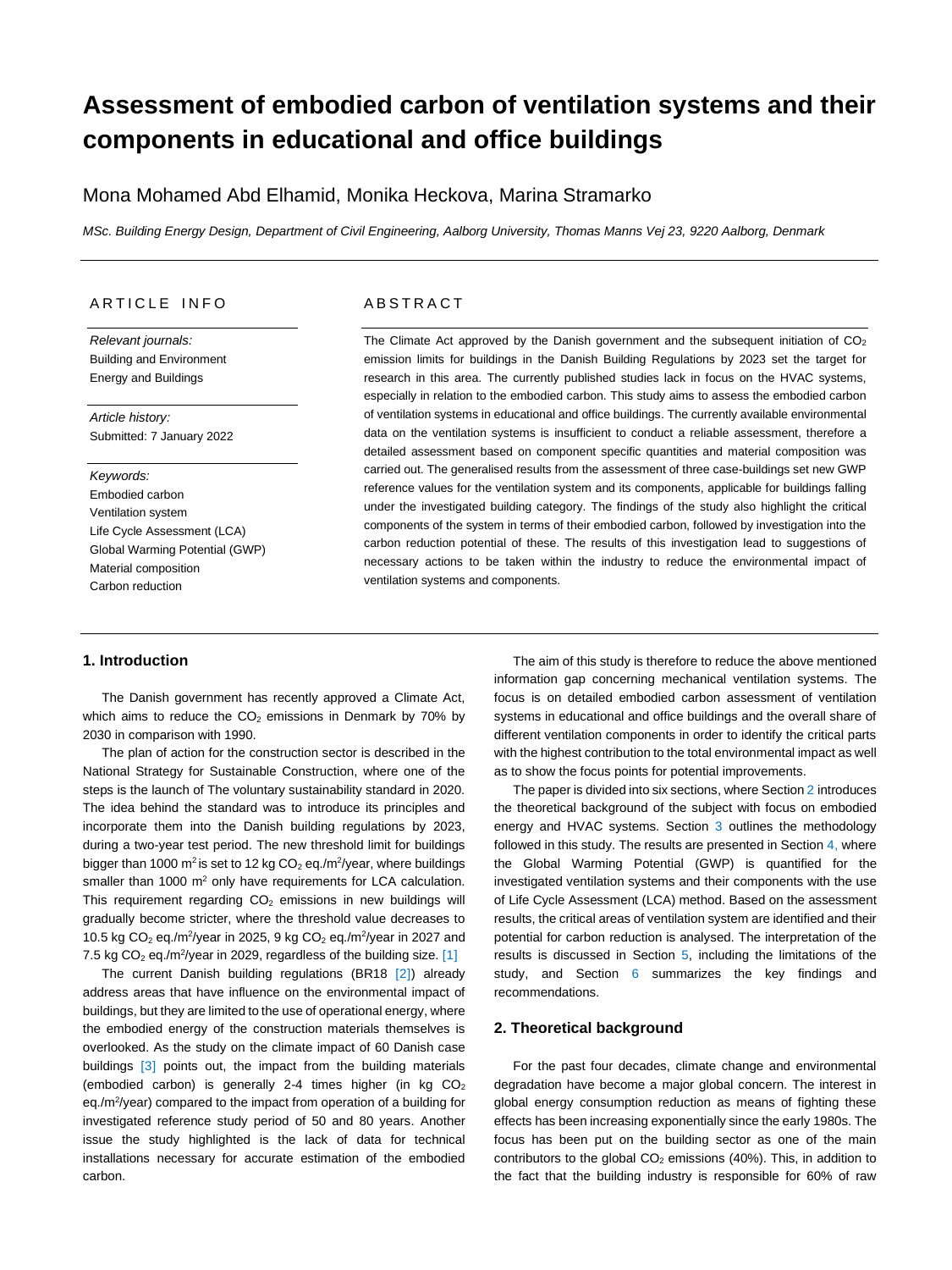# Assessment of embodied carbon of ventilation systems and their components in educational and office buildings

Mona Mohamed Abd Elhamid, Monika Heckova, Marina Stramarko

*MSc. Building Energy Design, Department of Civil Engineering, Aalborg University, Thomas Manns Vej 23, 9220 Aalborg, Denmark*

---

## ARTICLE INFO

*Relevant journals:*
Building and Environment
Energy and Buildings

*Article history:*
Submitted: 7 January 2022

*Keywords:*
Embodied carbon
Ventilation system
Life Cycle Assessment (LCA)
Global Warming Potential (GWP)
Material composition
Carbon reduction

## ABSTRACT

The Climate Act approved by the Danish government and the subsequent initiation of $CO_2$ emission limits for buildings in the Danish Building Regulations by 2023 set the target for research in this area. The currently published studies lack in focus on the HVAC systems, especially in relation to the embodied carbon. This study aims to assess the embodied carbon of ventilation systems in educational and office buildings. The currently available environmental data on the ventilation systems is insufficient to conduct a reliable assessment, therefore a detailed assessment based on component specific quantities and material composition was carried out. The generalised results from the assessment of three case-buildings set new GWP reference values for the ventilation system and its components, applicable for buildings falling under the investigated building category. The findings of the study also highlight the critical components of the system in terms of their embodied carbon, followed by investigation into the carbon reduction potential of these. The results of this investigation lead to suggestions of necessary actions to be taken within the industry to reduce the environmental impact of ventilation systems and components.

---

## 1. Introduction

The Danish government has recently approved a Climate Act, which aims to reduce the $CO_2$ emissions in Denmark by 70% by 2030 in comparison with 1990.

The plan of action for the construction sector is described in the National Strategy for Sustainable Construction, where one of the steps is the launch of The voluntary sustainability standard in 2020. The idea behind the standard was to introduce its principles and incorporate them into the Danish building regulations by 2023, during a two-year test period. The new threshold limit for buildings bigger than 1000 $m^2$ is set to 12 kg $CO_2$ eq./$m^2$/year, where buildings smaller than 1000 $m^2$ only have requirements for LCA calculation. This requirement regarding $CO_2$ emissions in new buildings will gradually become stricter, where the threshold value decreases to 10.5 kg $CO_2$ eq./$m^2$/year in 2025, 9 kg $CO_2$ eq./$m^2$/year in 2027 and 7.5 kg $CO_2$ eq./$m^2$/year in 2029, regardless of the building size. [1]

The current Danish building regulations (BR18 [2]) already address areas that have influence on the environmental impact of buildings, but they are limited to the use of operational energy, where the embodied energy of the construction materials themselves is overlooked. As the study on the climate impact of 60 Danish case buildings [3] points out, the impact from the building materials (embodied carbon) is generally 2-4 times higher (in kg $CO_2$ eq./$m^2$/year) compared to the impact from operation of a building for investigated reference study period of 50 and 80 years. Another issue the study highlighted is the lack of data for technical installations necessary for accurate estimation of the embodied carbon.

The aim of this study is therefore to reduce the above mentioned information gap concerning mechanical ventilation systems. The focus is on detailed embodied carbon assessment of ventilation systems in educational and office buildings and the overall share of different ventilation components in order to identify the critical parts with the highest contribution to the total environmental impact as well as to show the focus points for potential improvements.

The paper is divided into six sections, where Section 2 introduces the theoretical background of the subject with focus on embodied energy and HVAC systems. Section 3 outlines the methodology followed in this study. The results are presented in Section 4, where the Global Warming Potential (GWP) is quantified for the investigated ventilation systems and their components with the use of Life Cycle Assessment (LCA) method. Based on the assessment results, the critical areas of ventilation system are identified and their potential for carbon reduction is analysed. The interpretation of the results is discussed in Section 5, including the limitations of the study, and Section 6 summarizes the key findings and recommendations.

## 2. Theoretical background

For the past four decades, climate change and environmental degradation have become a major global concern. The interest in global energy consumption reduction as means of fighting these effects has been increasing exponentially since the early 1980s. The focus has been put on the building sector as one of the main contributors to the global $CO_2$ emissions (40%). This, in addition to the fact that the building industry is responsible for 60% of raw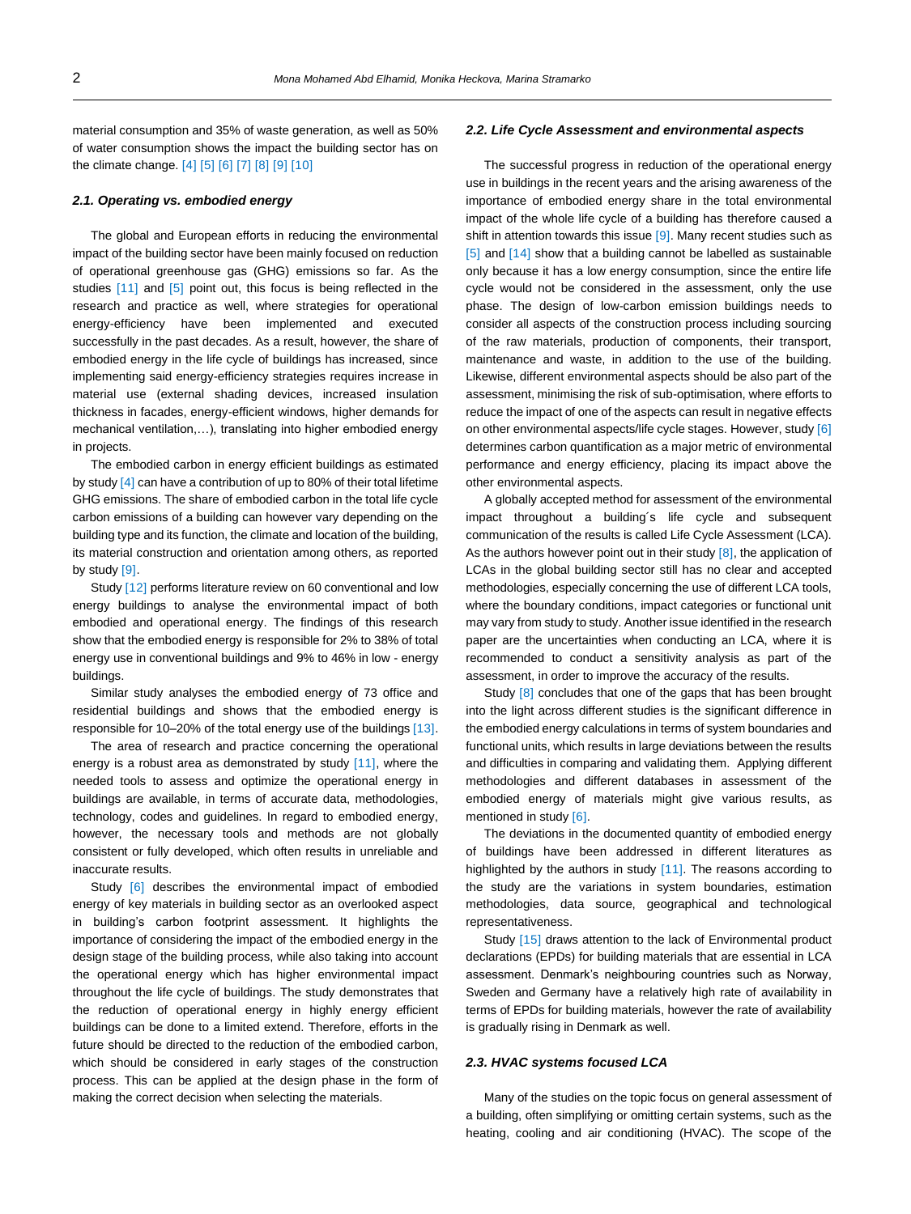material consumption and 35% of waste generation, as well as 50% of water consumption shows the impact the building sector has on the climate change. [4] [5] [6] [7] [8] [9] [10]

### *2.1. Operating vs. embodied energy*

The global and European efforts in reducing the environmental impact of the building sector have been mainly focused on reduction of operational greenhouse gas (GHG) emissions so far. As the studies [11] and [5] point out, this focus is being reflected in the research and practice as well, where strategies for operational energy-efficiency have been implemented and executed successfully in the past decades. As a result, however, the share of embodied energy in the life cycle of buildings has increased, since implementing said energy-efficiency strategies requires increase in material use (external shading devices, increased insulation thickness in facades, energy-efficient windows, higher demands for mechanical ventilation,…), translating into higher embodied energy in projects.

The embodied carbon in energy efficient buildings as estimated by study [4] can have a contribution of up to 80% of their total lifetime GHG emissions. The share of embodied carbon in the total life cycle carbon emissions of a building can however vary depending on the building type and its function, the climate and location of the building, its material construction and orientation among others, as reported by study [9].

Study [12] performs literature review on 60 conventional and low energy buildings to analyse the environmental impact of both embodied and operational energy. The findings of this research show that the embodied energy is responsible for 2% to 38% of total energy use in conventional buildings and 9% to 46% in low - energy buildings.

Similar study analyses the embodied energy of 73 office and residential buildings and shows that the embodied energy is responsible for 10–20% of the total energy use of the buildings [13].

The area of research and practice concerning the operational energy is a robust area as demonstrated by study [11], where the needed tools to assess and optimize the operational energy in buildings are available, in terms of accurate data, methodologies, technology, codes and guidelines. In regard to embodied energy, however, the necessary tools and methods are not globally consistent or fully developed, which often results in unreliable and inaccurate results.

Study [6] describes the environmental impact of embodied energy of key materials in building sector as an overlooked aspect in building's carbon footprint assessment. It highlights the importance of considering the impact of the embodied energy in the design stage of the building process, while also taking into account the operational energy which has higher environmental impact throughout the life cycle of buildings. The study demonstrates that the reduction of operational energy in highly energy efficient buildings can be done to a limited extend. Therefore, efforts in the future should be directed to the reduction of the embodied carbon, which should be considered in early stages of the construction process. This can be applied at the design phase in the form of making the correct decision when selecting the materials.

### *2.2. Life Cycle Assessment and environmental aspects*

The successful progress in reduction of the operational energy use in buildings in the recent years and the arising awareness of the importance of embodied energy share in the total environmental impact of the whole life cycle of a building has therefore caused a shift in attention towards this issue [9]. Many recent studies such as [5] and [14] show that a building cannot be labelled as sustainable only because it has a low energy consumption, since the entire life cycle would not be considered in the assessment, only the use phase. The design of low-carbon emission buildings needs to consider all aspects of the construction process including sourcing of the raw materials, production of components, their transport, maintenance and waste, in addition to the use of the building. Likewise, different environmental aspects should be also part of the assessment, minimising the risk of sub-optimisation, where efforts to reduce the impact of one of the aspects can result in negative effects on other environmental aspects/life cycle stages. However, study [6] determines carbon quantification as a major metric of environmental performance and energy efficiency, placing its impact above the other environmental aspects.

A globally accepted method for assessment of the environmental impact throughout a building´s life cycle and subsequent communication of the results is called Life Cycle Assessment (LCA). As the authors however point out in their study [8], the application of LCAs in the global building sector still has no clear and accepted methodologies, especially concerning the use of different LCA tools, where the boundary conditions, impact categories or functional unit may vary from study to study. Another issue identified in the research paper are the uncertainties when conducting an LCA, where it is recommended to conduct a sensitivity analysis as part of the assessment, in order to improve the accuracy of the results.

Study [8] concludes that one of the gaps that has been brought into the light across different studies is the significant difference in the embodied energy calculations in terms of system boundaries and functional units, which results in large deviations between the results and difficulties in comparing and validating them. Applying different methodologies and different databases in assessment of the embodied energy of materials might give various results, as mentioned in study [6].

The deviations in the documented quantity of embodied energy of buildings have been addressed in different literatures as highlighted by the authors in study [11]. The reasons according to the study are the variations in system boundaries, estimation methodologies, data source, geographical and technological representativeness.

Study [15] draws attention to the lack of Environmental product declarations (EPDs) for building materials that are essential in LCA assessment. Denmark's neighbouring countries such as Norway, Sweden and Germany have a relatively high rate of availability in terms of EPDs for building materials, however the rate of availability is gradually rising in Denmark as well.

### *2.3. HVAC systems focused LCA*

Many of the studies on the topic focus on general assessment of a building, often simplifying or omitting certain systems, such as the heating, cooling and air conditioning (HVAC). The scope of the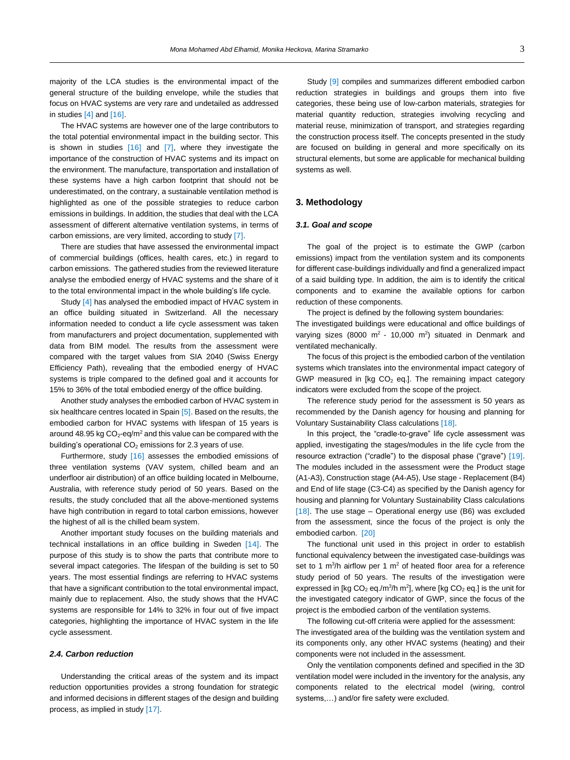majority of the LCA studies is the environmental impact of the general structure of the building envelope, while the studies that focus on HVAC systems are very rare and undetailed as addressed in studies [4] and [16].

The HVAC systems are however one of the large contributors to the total potential environmental impact in the building sector. This is shown in studies [16] and [7], where they investigate the importance of the construction of HVAC systems and its impact on the environment. The manufacture, transportation and installation of these systems have a high carbon footprint that should not be underestimated, on the contrary, a sustainable ventilation method is highlighted as one of the possible strategies to reduce carbon emissions in buildings. In addition, the studies that deal with the LCA assessment of different alternative ventilation systems, in terms of carbon emissions, are very limited, according to study [7].

There are studies that have assessed the environmental impact of commercial buildings (offices, health cares, etc.) in regard to carbon emissions. The gathered studies from the reviewed literature analyse the embodied energy of HVAC systems and the share of it to the total environmental impact in the whole building's life cycle.

Study [4] has analysed the embodied impact of HVAC system in an office building situated in Switzerland. All the necessary information needed to conduct a life cycle assessment was taken from manufacturers and project documentation, supplemented with data from BIM model. The results from the assessment were compared with the target values from SIA 2040 (Swiss Energy Efficiency Path), revealing that the embodied energy of HVAC systems is triple compared to the defined goal and it accounts for 15% to 36% of the total embodied energy of the office building.

Another study analyses the embodied carbon of HVAC system in six healthcare centres located in Spain [5]. Based on the results, the embodied carbon for HVAC systems with lifespan of 15 years is around 48.95 kg $CO_2$-eq/$m^2$ and this value can be compared with the building's operational $CO_2$ emissions for 2.3 years of use.

Furthermore, study [16] assesses the embodied emissions of three ventilation systems (VAV system, chilled beam and an underfloor air distribution) of an office building located in Melbourne, Australia, with reference study period of 50 years. Based on the results, the study concluded that all the above-mentioned systems have high contribution in regard to total carbon emissions, however the highest of all is the chilled beam system.

Another important study focuses on the building materials and technical installations in an office building in Sweden [14]. The purpose of this study is to show the parts that contribute more to several impact categories. The lifespan of the building is set to 50 years. The most essential findings are referring to HVAC systems that have a significant contribution to the total environmental impact, mainly due to replacement. Also, the study shows that the HVAC systems are responsible for 14% to 32% in four out of five impact categories, highlighting the importance of HVAC system in the life cycle assessment.

### *2.4. Carbon reduction*

Understanding the critical areas of the system and its impact reduction opportunities provides a strong foundation for strategic and informed decisions in different stages of the design and building process, as implied in study [17].

Study [9] compiles and summarizes different embodied carbon reduction strategies in buildings and groups them into five categories, these being use of low-carbon materials, strategies for material quantity reduction, strategies involving recycling and material reuse, minimization of transport, and strategies regarding the construction process itself. The concepts presented in the study are focused on building in general and more specifically on its structural elements, but some are applicable for mechanical building systems as well.

## 3. Methodology

### *3.1. Goal and scope*

The goal of the project is to estimate the GWP (carbon emissions) impact from the ventilation system and its components for different case-buildings individually and find a generalized impact of a said building type. In addition, the aim is to identify the critical components and to examine the available options for carbon reduction of these components.

The project is defined by the following system boundaries:
The investigated buildings were educational and office buildings of varying sizes (8000 $m^2$ - 10,000 $m^2$) situated in Denmark and ventilated mechanically.

The focus of this project is the embodied carbon of the ventilation systems which translates into the environmental impact category of GWP measured in [kg $CO_2$ eq.]. The remaining impact category indicators were excluded from the scope of the project.

The reference study period for the assessment is 50 years as recommended by the Danish agency for housing and planning for Voluntary Sustainability Class calculations [18].

In this project, the "cradle-to-grave" life cycle assessment was applied, investigating the stages/modules in the life cycle from the resource extraction ("cradle") to the disposal phase ("grave") [19]. The modules included in the assessment were the Product stage (A1-A3), Construction stage (A4-A5), Use stage - Replacement (B4) and End of life stage (C3-C4) as specified by the Danish agency for housing and planning for Voluntary Sustainability Class calculations [18]. The use stage – Operational energy use (B6) was excluded from the assessment, since the focus of the project is only the embodied carbon. [20]

The functional unit used in this project in order to establish functional equivalency between the investigated case-buildings was set to 1 $m^3$/h airflow per 1 $m^2$ of heated floor area for a reference study period of 50 years. The results of the investigation were expressed in [kg $CO_2$ eq./$m^3$/h $m^2$], where [kg $CO_2$ eq.] is the unit for the investigated category indicator of GWP, since the focus of the project is the embodied carbon of the ventilation systems.

The following cut-off criteria were applied for the assessment:
The investigated area of the building was the ventilation system and its components only, any other HVAC systems (heating) and their components were not included in the assessment.

Only the ventilation components defined and specified in the 3D ventilation model were included in the inventory for the analysis, any components related to the electrical model (wiring, control systems,…) and/or fire safety were excluded.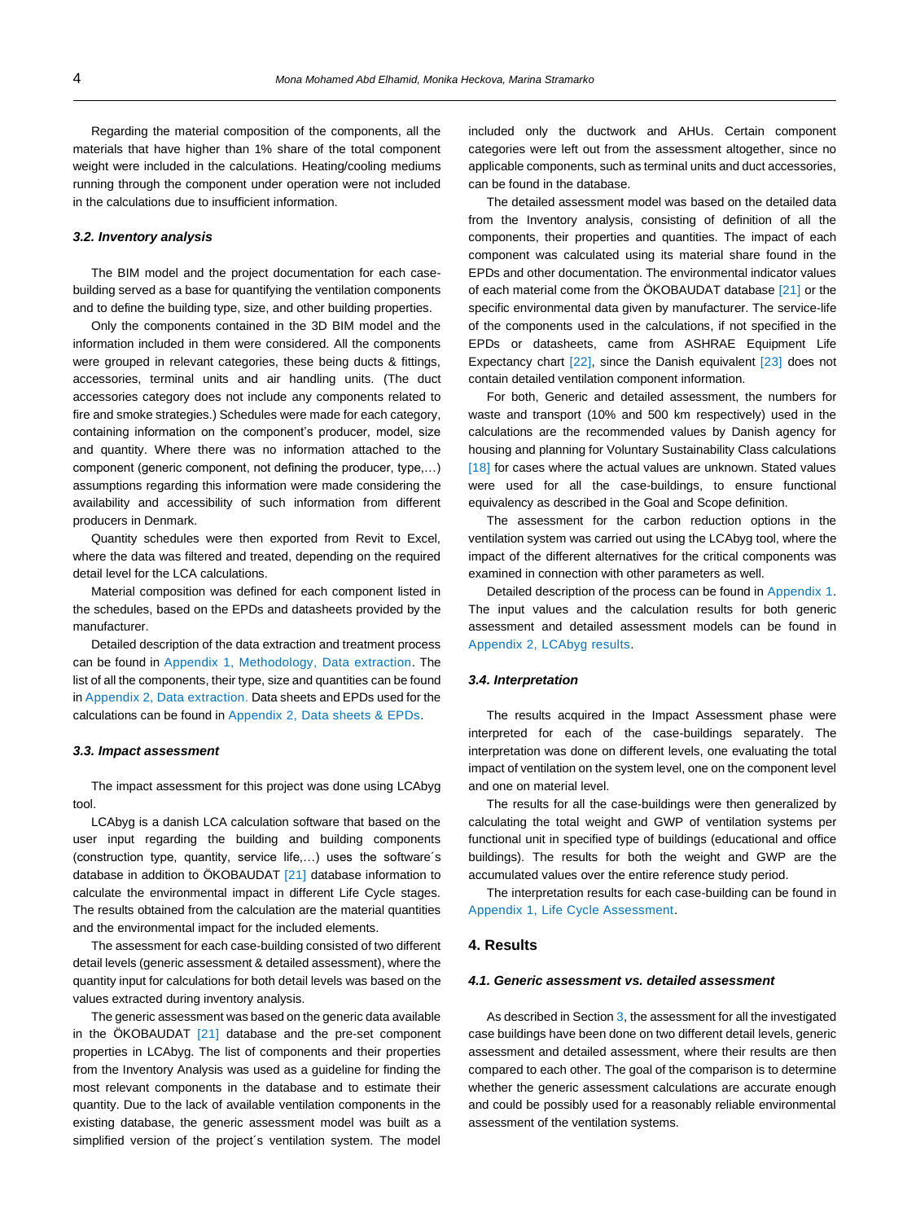Regarding the material composition of the components, all the materials that have higher than 1% share of the total component weight were included in the calculations. Heating/cooling mediums running through the component under operation were not included in the calculations due to insufficient information.

### 3.2. Inventory analysis

The BIM model and the project documentation for each case-building served as a base for quantifying the ventilation components and to define the building type, size, and other building properties.

Only the components contained in the 3D BIM model and the information included in them were considered. All the components were grouped in relevant categories, these being ducts & fittings, accessories, terminal units and air handling units. (The duct accessories category does not include any components related to fire and smoke strategies.) Schedules were made for each category, containing information on the component's producer, model, size and quantity. Where there was no information attached to the component (generic component, not defining the producer, type,…) assumptions regarding this information were made considering the availability and accessibility of such information from different producers in Denmark.

Quantity schedules were then exported from Revit to Excel, where the data was filtered and treated, depending on the required detail level for the LCA calculations.

Material composition was defined for each component listed in the schedules, based on the EPDs and datasheets provided by the manufacturer.

Detailed description of the data extraction and treatment process can be found in Appendix 1, Methodology, Data extraction. The list of all the components, their type, size and quantities can be found in Appendix 2, Data extraction. Data sheets and EPDs used for the calculations can be found in Appendix 2, Data sheets & EPDs.

### 3.3. Impact assessment

The impact assessment for this project was done using LCAbyg tool.

LCAbyg is a danish LCA calculation software that based on the user input regarding the building and building components (construction type, quantity, service life,…) uses the software´s database in addition to ÖKOBAUDAT [21] database information to calculate the environmental impact in different Life Cycle stages. The results obtained from the calculation are the material quantities and the environmental impact for the included elements.

The assessment for each case-building consisted of two different detail levels (generic assessment & detailed assessment), where the quantity input for calculations for both detail levels was based on the values extracted during inventory analysis.

The generic assessment was based on the generic data available in the ÖKOBAUDAT [21] database and the pre-set component properties in LCAbyg. The list of components and their properties from the Inventory Analysis was used as a guideline for finding the most relevant components in the database and to estimate their quantity. Due to the lack of available ventilation components in the existing database, the generic assessment model was built as a simplified version of the project´s ventilation system. The model included only the ductwork and AHUs. Certain component categories were left out from the assessment altogether, since no applicable components, such as terminal units and duct accessories, can be found in the database.

The detailed assessment model was based on the detailed data from the Inventory analysis, consisting of definition of all the components, their properties and quantities. The impact of each component was calculated using its material share found in the EPDs and other documentation. The environmental indicator values of each material come from the ÖKOBAUDAT database [21] or the specific environmental data given by manufacturer. The service-life of the components used in the calculations, if not specified in the EPDs or datasheets, came from ASHRAE Equipment Life Expectancy chart [22], since the Danish equivalent [23] does not contain detailed ventilation component information.

For both, Generic and detailed assessment, the numbers for waste and transport (10% and 500 km respectively) used in the calculations are the recommended values by Danish agency for housing and planning for Voluntary Sustainability Class calculations [18] for cases where the actual values are unknown. Stated values were used for all the case-buildings, to ensure functional equivalency as described in the Goal and Scope definition.

The assessment for the carbon reduction options in the ventilation system was carried out using the LCAbyg tool, where the impact of the different alternatives for the critical components was examined in connection with other parameters as well.

Detailed description of the process can be found in Appendix 1. The input values and the calculation results for both generic assessment and detailed assessment models can be found in Appendix 2, LCAbyg results.

### 3.4. Interpretation

The results acquired in the Impact Assessment phase were interpreted for each of the case-buildings separately. The interpretation was done on different levels, one evaluating the total impact of ventilation on the system level, one on the component level and one on material level.

The results for all the case-buildings were then generalized by calculating the total weight and GWP of ventilation systems per functional unit in specified type of buildings (educational and office buildings). The results for both the weight and GWP are the accumulated values over the entire reference study period.

The interpretation results for each case-building can be found in Appendix 1, Life Cycle Assessment.

## 4. Results

### 4.1. Generic assessment vs. detailed assessment

As described in Section 3, the assessment for all the investigated case buildings have been done on two different detail levels, generic assessment and detailed assessment, where their results are then compared to each other. The goal of the comparison is to determine whether the generic assessment calculations are accurate enough and could be possibly used for a reasonably reliable environmental assessment of the ventilation systems.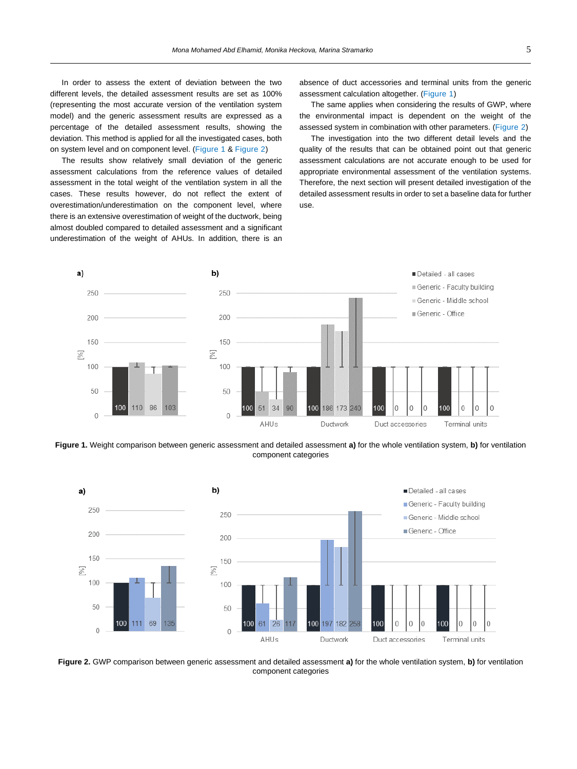In order to assess the extent of deviation between the two different levels, the detailed assessment results are set as 100% (representing the most accurate version of the ventilation system model) and the generic assessment results are expressed as a percentage of the detailed assessment results, showing the deviation. This method is applied for all the investigated cases, both on system level and on component level. (Figure 1 & Figure 2)

The results show relatively small deviation of the generic assessment calculations from the reference values of detailed assessment in the total weight of the ventilation system in all the cases. These results however, do not reflect the extent of overestimation/underestimation on the component level, where there is an extensive overestimation of weight of the ductwork, being almost doubled compared to detailed assessment and a significant underestimation of the weight of AHUs. In addition, there is an absence of duct accessories and terminal units from the generic assessment calculation altogether. (Figure 1)

The same applies when considering the results of GWP, where the environmental impact is dependent on the weight of the assessed system in combination with other parameters. (Figure 2)

The investigation into the two different detail levels and the quality of the results that can be obtained point out that generic assessment calculations are not accurate enough to be used for appropriate environmental assessment of the ventilation systems. Therefore, the next section will present detailed investigation of the detailed assessment results in order to set a baseline data for further use.

**Figure 1.** Weight comparison between generic assessment and detailed assessment **a)** for the whole ventilation system, **b)** for ventilation component categories

**Figure 2.** GWP comparison between generic assessment and detailed assessment **a)** for the whole ventilation system, **b)** for ventilation component categories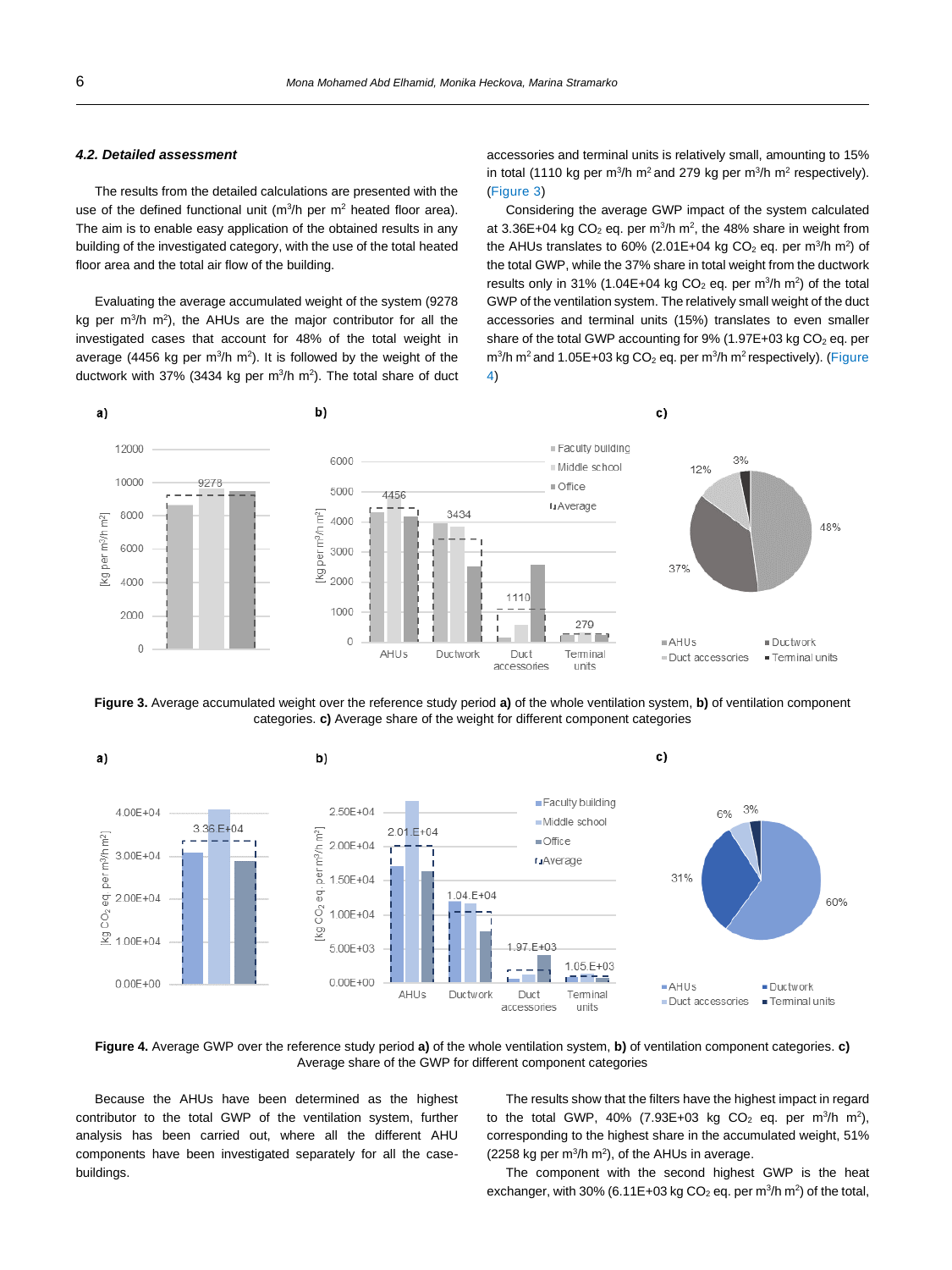### 4.2. Detailed assessment

The results from the detailed calculations are presented with the use of the defined functional unit ($m^3$/h per $m^2$ heated floor area). The aim is to enable easy application of the obtained results in any building of the investigated category, with the use of the total heated floor area and the total air flow of the building.

Evaluating the average accumulated weight of the system (9278 kg per $m^3$/h $m^2$), the AHUs are the major contributor for all the investigated cases that account for 48% of the total weight in average (4456 kg per $m^3$/h $m^2$). It is followed by the weight of the ductwork with 37% (3434 kg per $m^3$/h $m^2$). The total share of duct accessories and terminal units is relatively small, amounting to 15% in total (1110 kg per $m^3$/h $m^2$ and 279 kg per $m^3$/h $m^2$ respectively). (Figure 3)

Considering the average GWP impact of the system calculated at 3.36E+04 kg $CO_2$ eq. per $m^3$/h $m^2$, the 48% share in weight from the AHUs translates to 60% (2.01E+04 kg $CO_2$ eq. per $m^3$/h $m^2$) of the total GWP, while the 37% share in total weight from the ductwork results only in 31% (1.04E+04 kg $CO_2$ eq. per $m^3$/h $m^2$) of the total GWP of the ventilation system. The relatively small weight of the duct accessories and terminal units (15%) translates to even smaller share of the total GWP accounting for 9% (1.97E+03 kg $CO_2$ eq. per $m^3$/h $m^2$ and 1.05E+03 kg $CO_2$ eq. per $m^3$/h $m^2$ respectively). (Figure 4)

**Figure 3.** Average accumulated weight over the reference study period **a)** of the whole ventilation system, **b)** of ventilation component categories. **c)** Average share of the weight for different component categories

**Figure 4.** Average GWP over the reference study period **a)** of the whole ventilation system, **b)** of ventilation component categories. **c)** Average share of the GWP for different component categories

Because the AHUs have been determined as the highest contributor to the total GWP of the ventilation system, further analysis has been carried out, where all the different AHU components have been investigated separately for all the case-buildings.

The results show that the filters have the highest impact in regard to the total GWP, 40% (7.93E+03 kg $CO_2$ eq. per $m^3$/h $m^2$), corresponding to the highest share in the accumulated weight, 51% (2258 kg per $m^3$/h $m^2$), of the AHUs in average.

The component with the second highest GWP is the heat exchanger, with 30% (6.11E+03 kg $CO_2$ eq. per $m^3$/h $m^2$) of the total,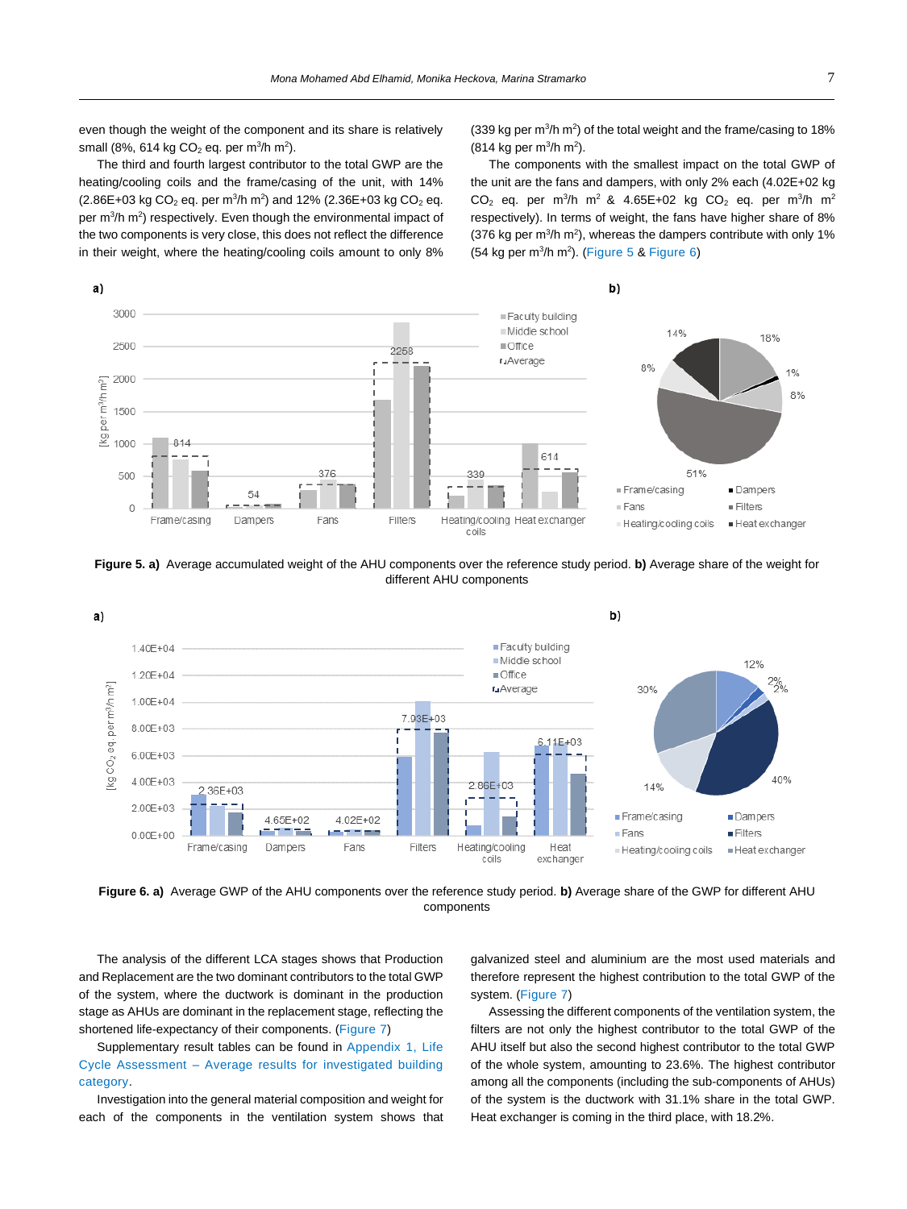even though the weight of the component and its share is relatively small (8%, 614 kg $CO_2$ eq. per m$^3$/h m$^2$).

The third and fourth largest contributor to the total GWP are the heating/cooling coils and the frame/casing of the unit, with 14% (2.86E+03 kg $CO_2$ eq. per m$^3$/h m$^2$) and 12% (2.36E+03 kg $CO_2$ eq. per m$^3$/h m$^2$) respectively. Even though the environmental impact of the two components is very close, this does not reflect the difference in their weight, where the heating/cooling coils amount to only 8% (339 kg per m$^3$/h m$^2$) of the total weight and the frame/casing to 18% (814 kg per m$^3$/h m$^2$).

The components with the smallest impact on the total GWP of the unit are the fans and dampers, with only 2% each (4.02E+02 kg $CO_2$ eq. per m$^3$/h m$^2$ & 4.65E+02 kg $CO_2$ eq. per m$^3$/h m$^2$ respectively). In terms of weight, the fans have higher share of 8% (376 kg per m$^3$/h m$^2$), whereas the dampers contribute with only 1% (54 kg per m$^3$/h m$^2$). (Figure 5 & Figure 6)

**Figure 5. a)** Average accumulated weight of the AHU components over the reference study period. **b)** Average share of the weight for different AHU components

**Figure 6. a)** Average GWP of the AHU components over the reference study period. **b)** Average share of the GWP for different AHU components

The analysis of the different LCA stages shows that Production and Replacement are the two dominant contributors to the total GWP of the system, where the ductwork is dominant in the production stage as AHUs are dominant in the replacement stage, reflecting the shortened life-expectancy of their components. (Figure 7)

Supplementary result tables can be found in Appendix 1, Life Cycle Assessment – Average results for investigated building category.

Investigation into the general material composition and weight for each of the components in the ventilation system shows that galvanized steel and aluminium are the most used materials and therefore represent the highest contribution to the total GWP of the system. (Figure 7)

Assessing the different components of the ventilation system, the filters are not only the highest contributor to the total GWP of the AHU itself but also the second highest contributor to the total GWP of the whole system, amounting to 23.6%. The highest contributor among all the components (including the sub-components of AHUs) of the system is the ductwork with 31.1% share in the total GWP. Heat exchanger is coming in the third place, with 18.2%.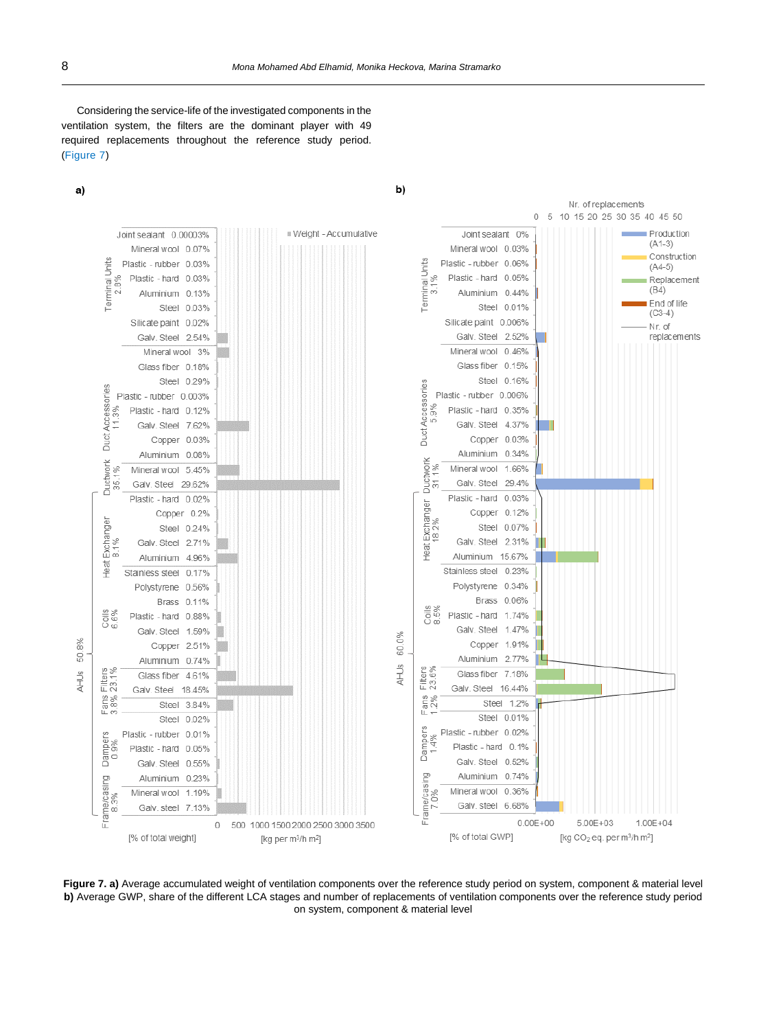Considering the service-life of the investigated components in the ventilation system, the filters are the dominant player with 49 required replacements throughout the reference study period. (Figure 7)

**Figure 7. a)** Average accumulated weight of ventilation components over the reference study period on system, component & material level **b)** Average GWP, share of the different LCA stages and number of replacements of ventilation components over the reference study period on system, component & material level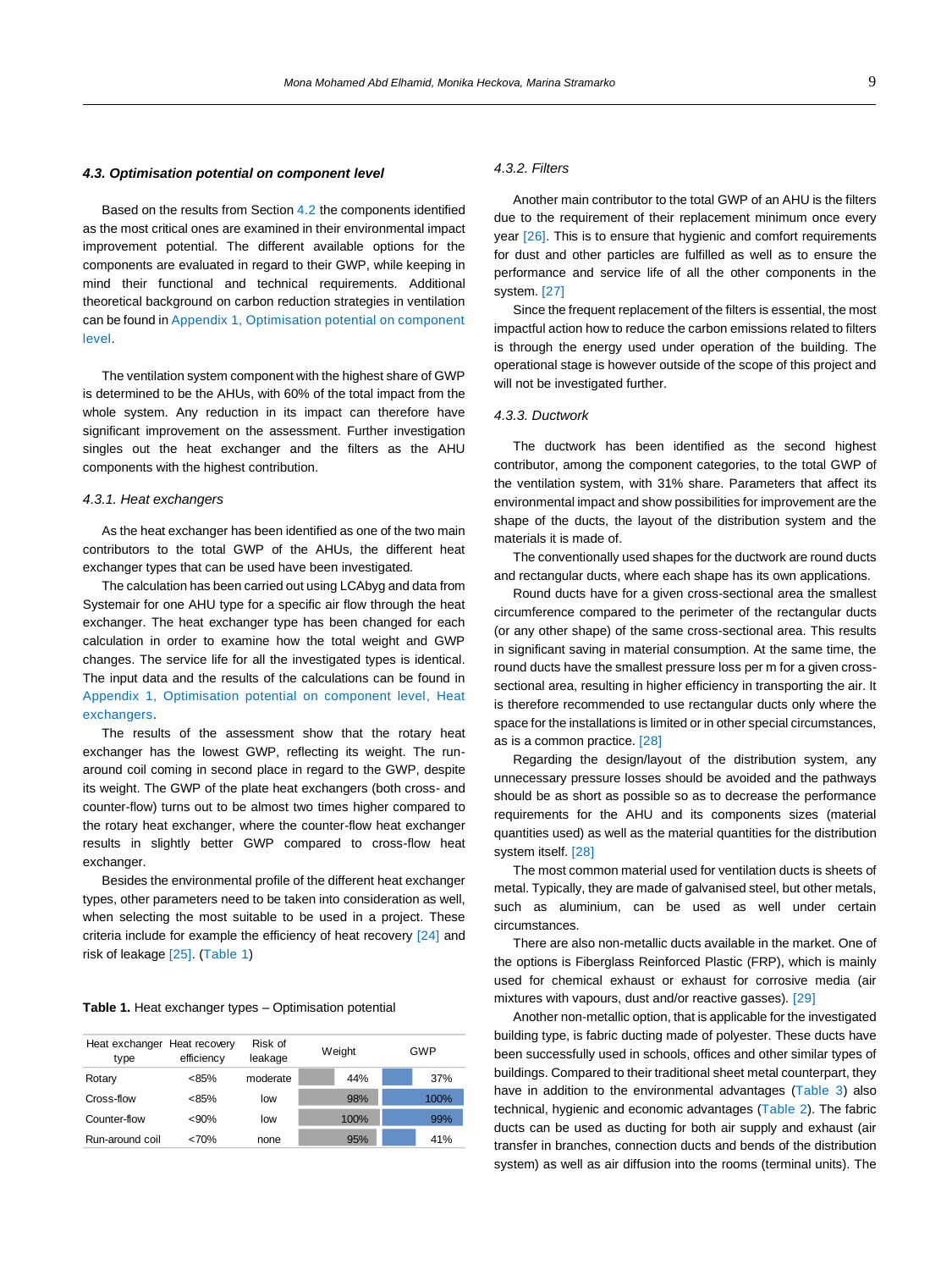### *4.3. Optimisation potential on component level*

Based on the results from Section 4.2 the components identified as the most critical ones are examined in their environmental impact improvement potential. The different available options for the components are evaluated in regard to their GWP, while keeping in mind their functional and technical requirements. Additional theoretical background on carbon reduction strategies in ventilation can be found in Appendix 1, Optimisation potential on component level.

The ventilation system component with the highest share of GWP is determined to be the AHUs, with 60% of the total impact from the whole system. Any reduction in its impact can therefore have significant improvement on the assessment. Further investigation singles out the heat exchanger and the filters as the AHU components with the highest contribution.

#### *4.3.1. Heat exchangers*

As the heat exchanger has been identified as one of the two main contributors to the total GWP of the AHUs, the different heat exchanger types that can be used have been investigated.

The calculation has been carried out using LCAbyg and data from Systemair for one AHU type for a specific air flow through the heat exchanger. The heat exchanger type has been changed for each calculation in order to examine how the total weight and GWP changes. The service life for all the investigated types is identical. The input data and the results of the calculations can be found in Appendix 1, Optimisation potential on component level, Heat exchangers.

The results of the assessment show that the rotary heat exchanger has the lowest GWP, reflecting its weight. The run-around coil coming in second place in regard to the GWP, despite its weight. The GWP of the plate heat exchangers (both cross- and counter-flow) turns out to be almost two times higher compared to the rotary heat exchanger, where the counter-flow heat exchanger results in slightly better GWP compared to cross-flow heat exchanger.

Besides the environmental profile of the different heat exchanger types, other parameters need to be taken into consideration as well, when selecting the most suitable to be used in a project. These criteria include for example the efficiency of heat recovery [24] and risk of leakage [25]. (Table 1)

**Table 1.** Heat exchanger types – Optimisation potential

| Heat exchanger type | Heat recovery efficiency | Risk of leakage | Weight | GWP |
|---|---|---|---|---|
| Rotary | <85% | moderate | 44% | 37% |
| Cross-flow | <85% | low | 98% | 100% |
| Counter-flow | <90% | low | 100% | 99% |
| Run-around coil | <70% | none | 95% | 41% |

#### *4.3.2. Filters*

Another main contributor to the total GWP of an AHU is the filters due to the requirement of their replacement minimum once every year [26]. This is to ensure that hygienic and comfort requirements for dust and other particles are fulfilled as well as to ensure the performance and service life of all the other components in the system. [27]

Since the frequent replacement of the filters is essential, the most impactful action how to reduce the carbon emissions related to filters is through the energy used under operation of the building. The operational stage is however outside of the scope of this project and will not be investigated further.

#### *4.3.3. Ductwork*

The ductwork has been identified as the second highest contributor, among the component categories, to the total GWP of the ventilation system, with 31% share. Parameters that affect its environmental impact and show possibilities for improvement are the shape of the ducts, the layout of the distribution system and the materials it is made of.

The conventionally used shapes for the ductwork are round ducts and rectangular ducts, where each shape has its own applications.

Round ducts have for a given cross-sectional area the smallest circumference compared to the perimeter of the rectangular ducts (or any other shape) of the same cross-sectional area. This results in significant saving in material consumption. At the same time, the round ducts have the smallest pressure loss per m for a given cross-sectional area, resulting in higher efficiency in transporting the air. It is therefore recommended to use rectangular ducts only where the space for the installations is limited or in other special circumstances, as is a common practice. [28]

Regarding the design/layout of the distribution system, any unnecessary pressure losses should be avoided and the pathways should be as short as possible so as to decrease the performance requirements for the AHU and its components sizes (material quantities used) as well as the material quantities for the distribution system itself. [28]

The most common material used for ventilation ducts is sheets of metal. Typically, they are made of galvanised steel, but other metals, such as aluminium, can be used as well under certain circumstances.

There are also non-metallic ducts available in the market. One of the options is Fiberglass Reinforced Plastic (FRP), which is mainly used for chemical exhaust or exhaust for corrosive media (air mixtures with vapours, dust and/or reactive gasses). [29]

Another non-metallic option, that is applicable for the investigated building type, is fabric ducting made of polyester. These ducts have been successfully used in schools, offices and other similar types of buildings. Compared to their traditional sheet metal counterpart, they have in addition to the environmental advantages (Table 3) also technical, hygienic and economic advantages (Table 2). The fabric ducts can be used as ducting for both air supply and exhaust (air transfer in branches, connection ducts and bends of the distribution system) as well as air diffusion into the rooms (terminal units). The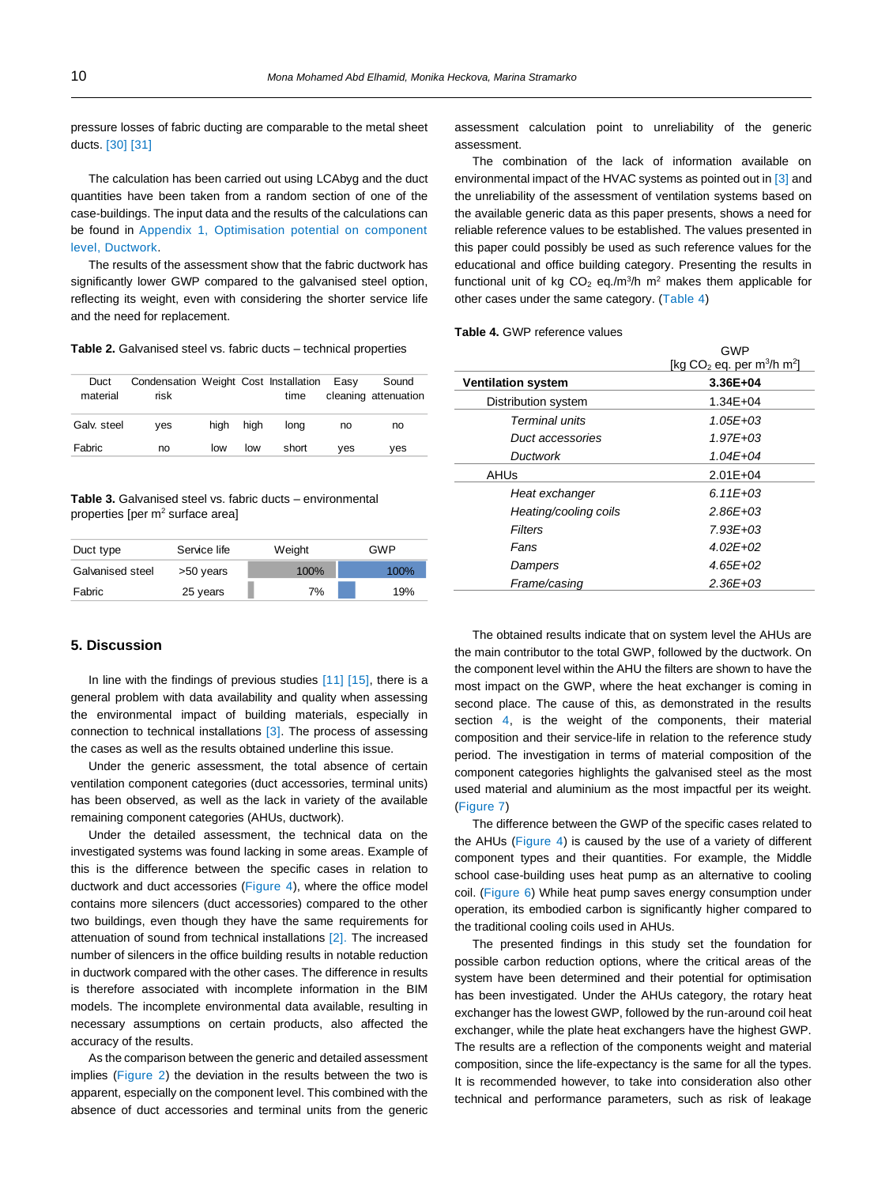pressure losses of fabric ducting are comparable to the metal sheet ducts. [30] [31]

The calculation has been carried out using LCAbyg and the duct quantities have been taken from a random section of one of the case-buildings. The input data and the results of the calculations can be found in Appendix 1, Optimisation potential on component level, Ductwork.

The results of the assessment show that the fabric ductwork has significantly lower GWP compared to the galvanised steel option, reflecting its weight, even with considering the shorter service life and the need for replacement.

**Table 2.** Galvanised steel vs. fabric ducts – technical properties

| Duct material | Condensation risk | Weight | Cost | Installation time | Easy cleaning | Sound attenuation |
|---|---|---|---|---|---|---|
| Galv. steel | yes | high | high | long | no | no |
| Fabric | no | low | low | short | yes | yes |

**Table 3.** Galvanised steel vs. fabric ducts – environmental properties [per $m^2$ surface area]

| Duct type | Service life | Weight | GWP |
|---|---|---|---|
| Galvanised steel | >50 years | 100% | 100% |
| Fabric | 25 years | 7% | 19% |

## 5. Discussion

In line with the findings of previous studies [11] [15], there is a general problem with data availability and quality when assessing the environmental impact of building materials, especially in connection to technical installations [3]. The process of assessing the cases as well as the results obtained underline this issue.

Under the generic assessment, the total absence of certain ventilation component categories (duct accessories, terminal units) has been observed, as well as the lack in variety of the available remaining component categories (AHUs, ductwork).

Under the detailed assessment, the technical data on the investigated systems was found lacking in some areas. Example of this is the difference between the specific cases in relation to ductwork and duct accessories (Figure 4), where the office model contains more silencers (duct accessories) compared to the other two buildings, even though they have the same requirements for attenuation of sound from technical installations [2]. The increased number of silencers in the office building results in notable reduction in ductwork compared with the other cases. The difference in results is therefore associated with incomplete information in the BIM models. The incomplete environmental data available, resulting in necessary assumptions on certain products, also affected the accuracy of the results.

As the comparison between the generic and detailed assessment implies (Figure 2) the deviation in the results between the two is apparent, especially on the component level. This combined with the absence of duct accessories and terminal units from the generic assessment calculation point to unreliability of the generic assessment.

The combination of the lack of information available on environmental impact of the HVAC systems as pointed out in [3] and the unreliability of the assessment of ventilation systems based on the available generic data as this paper presents, shows a need for reliable reference values to be established. The values presented in this paper could possibly be used as such reference values for the educational and office building category. Presenting the results in functional unit of kg $CO_2$ eq./$m^3$/h $m^2$ makes them applicable for other cases under the same category. (Table 4)

**Table 4.** GWP reference values

| | GWP [kg $CO_2$ eq. per $m^3$/h $m^2$] |
|---|---|
| **Ventilation system** | **3.36E+04** |
| Distribution system | 1.34E+04 |
| *Terminal units* | *1.05E+03* |
| *Duct accessories* | *1.97E+03* |
| *Ductwork* | *1.04E+04* |
| AHUs | 2.01E+04 |
| *Heat exchanger* | *6.11E+03* |
| *Heating/cooling coils* | *2.86E+03* |
| *Filters* | *7.93E+03* |
| *Fans* | *4.02E+02* |
| *Dampers* | *4.65E+02* |
| *Frame/casing* | *2.36E+03* |

The obtained results indicate that on system level the AHUs are the main contributor to the total GWP, followed by the ductwork. On the component level within the AHU the filters are shown to have the most impact on the GWP, where the heat exchanger is coming in second place. The cause of this, as demonstrated in the results section 4, is the weight of the components, their material composition and their service-life in relation to the reference study period. The investigation in terms of material composition of the component categories highlights the galvanised steel as the most used material and aluminium as the most impactful per its weight. (Figure 7)

The difference between the GWP of the specific cases related to the AHUs (Figure 4) is caused by the use of a variety of different component types and their quantities. For example, the Middle school case-building uses heat pump as an alternative to cooling coil. (Figure 6) While heat pump saves energy consumption under operation, its embodied carbon is significantly higher compared to the traditional cooling coils used in AHUs.

The presented findings in this study set the foundation for possible carbon reduction options, where the critical areas of the system have been determined and their potential for optimisation has been investigated. Under the AHUs category, the rotary heat exchanger has the lowest GWP, followed by the run-around coil heat exchanger, while the plate heat exchangers have the highest GWP. The results are a reflection of the components weight and material composition, since the life-expectancy is the same for all the types. It is recommended however, to take into consideration also other technical and performance parameters, such as risk of leakage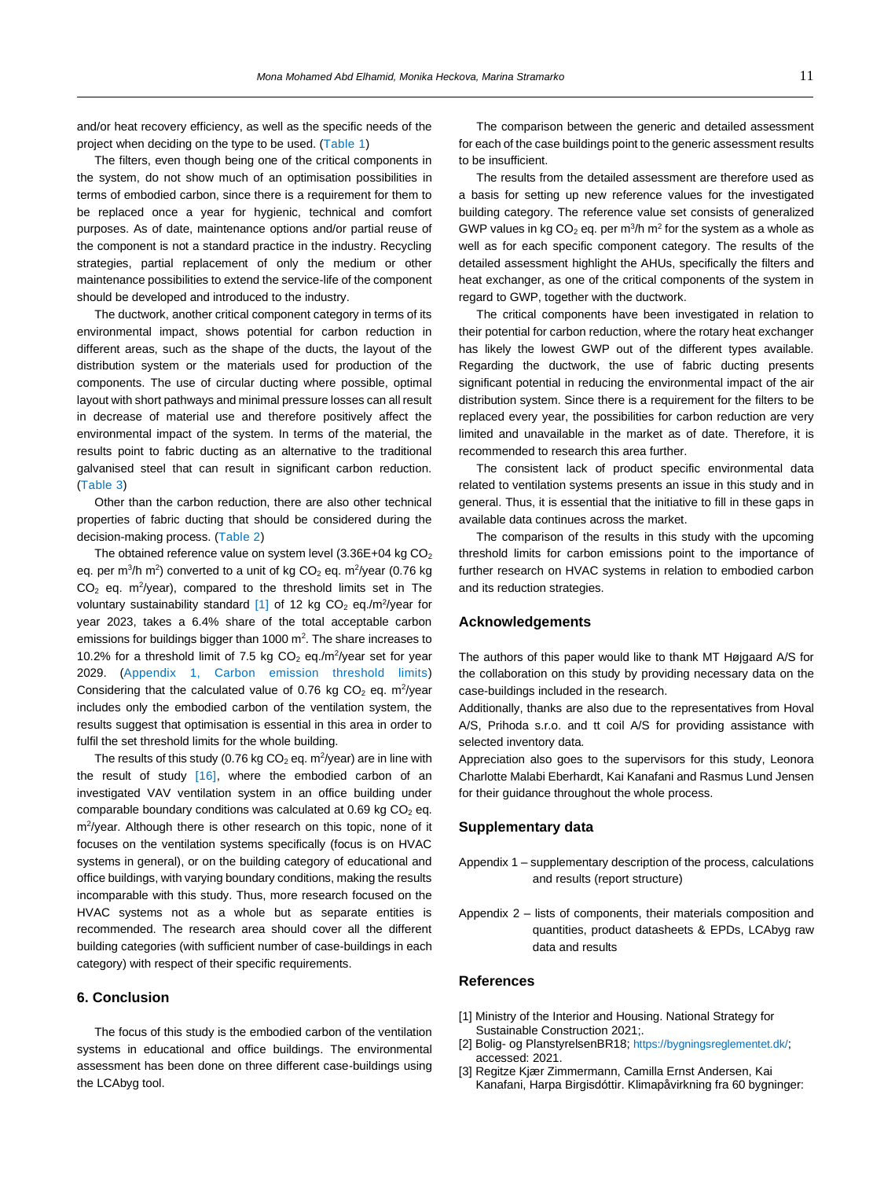and/or heat recovery efficiency, as well as the specific needs of the project when deciding on the type to be used. (Table 1)

The filters, even though being one of the critical components in the system, do not show much of an optimisation possibilities in terms of embodied carbon, since there is a requirement for them to be replaced once a year for hygienic, technical and comfort purposes. As of date, maintenance options and/or partial reuse of the component is not a standard practice in the industry. Recycling strategies, partial replacement of only the medium or other maintenance possibilities to extend the service-life of the component should be developed and introduced to the industry.

The ductwork, another critical component category in terms of its environmental impact, shows potential for carbon reduction in different areas, such as the shape of the ducts, the layout of the distribution system or the materials used for production of the components. The use of circular ducting where possible, optimal layout with short pathways and minimal pressure losses can all result in decrease of material use and therefore positively affect the environmental impact of the system. In terms of the material, the results point to fabric ducting as an alternative to the traditional galvanised steel that can result in significant carbon reduction. (Table 3)

Other than the carbon reduction, there are also other technical properties of fabric ducting that should be considered during the decision-making process. (Table 2)

The obtained reference value on system level (3.36E+04 kg $CO_2$ eq. per $m^3/h$ $m^2$) converted to a unit of kg $CO_2$ eq. $m^2$/year (0.76 kg $CO_2$ eq. $m^2$/year), compared to the threshold limits set in The voluntary sustainability standard [1] of 12 kg $CO_2$ eq./$m^2$/year for year 2023, takes a 6.4% share of the total acceptable carbon emissions for buildings bigger than 1000 $m^2$. The share increases to 10.2% for a threshold limit of 7.5 kg $CO_2$ eq./$m^2$/year set for year 2029. (Appendix 1, Carbon emission threshold limits) Considering that the calculated value of 0.76 kg $CO_2$ eq. $m^2$/year includes only the embodied carbon of the ventilation system, the results suggest that optimisation is essential in this area in order to fulfil the set threshold limits for the whole building.

The results of this study (0.76 kg $CO_2$ eq. $m^2$/year) are in line with the result of study [16], where the embodied carbon of an investigated VAV ventilation system in an office building under comparable boundary conditions was calculated at 0.69 kg $CO_2$ eq. $m^2$/year. Although there is other research on this topic, none of it focuses on the ventilation systems specifically (focus is on HVAC systems in general), or on the building category of educational and office buildings, with varying boundary conditions, making the results incomparable with this study. Thus, more research focused on the HVAC systems not as a whole but as separate entities is recommended. The research area should cover all the different building categories (with sufficient number of case-buildings in each category) with respect of their specific requirements.

## 6. Conclusion

The focus of this study is the embodied carbon of the ventilation systems in educational and office buildings. The environmental assessment has been done on three different case-buildings using the LCAbyg tool.

The comparison between the generic and detailed assessment for each of the case buildings point to the generic assessment results to be insufficient.

The results from the detailed assessment are therefore used as a basis for setting up new reference values for the investigated building category. The reference value set consists of generalized GWP values in kg $CO_2$ eq. per $m^3/h$ $m^2$ for the system as a whole as well as for each specific component category. The results of the detailed assessment highlight the AHUs, specifically the filters and heat exchanger, as one of the critical components of the system in regard to GWP, together with the ductwork.

The critical components have been investigated in relation to their potential for carbon reduction, where the rotary heat exchanger has likely the lowest GWP out of the different types available. Regarding the ductwork, the use of fabric ducting presents significant potential in reducing the environmental impact of the air distribution system. Since there is a requirement for the filters to be replaced every year, the possibilities for carbon reduction are very limited and unavailable in the market as of date. Therefore, it is recommended to research this area further.

The consistent lack of product specific environmental data related to ventilation systems presents an issue in this study and in general. Thus, it is essential that the initiative to fill in these gaps in available data continues across the market.

The comparison of the results in this study with the upcoming threshold limits for carbon emissions point to the importance of further research on HVAC systems in relation to embodied carbon and its reduction strategies.

## Acknowledgements

The authors of this paper would like to thank MT Højgaard A/S for the collaboration on this study by providing necessary data on the case-buildings included in the research.

Additionally, thanks are also due to the representatives from Hoval A/S, Prihoda s.r.o. and tt coil A/S for providing assistance with selected inventory data.

Appreciation also goes to the supervisors for this study, Leonora Charlotte Malabi Eberhardt, Kai Kanafani and Rasmus Lund Jensen for their guidance throughout the whole process.

## Supplementary data

Appendix 1 – supplementary description of the process, calculations and results (report structure)

Appendix 2 – lists of components, their materials composition and quantities, product datasheets & EPDs, LCAbyg raw data and results

## References

[1] Ministry of the Interior and Housing. National Strategy for Sustainable Construction 2021;.

[2] Bolig- og PlanstyrelsenBR18; https://bygningsreglementet.dk/; accessed: 2021.

[3] Regitze Kjær Zimmermann, Camilla Ernst Andersen, Kai Kanafani, Harpa Birgisdóttir. Klimapåvirkning fra 60 bygninger: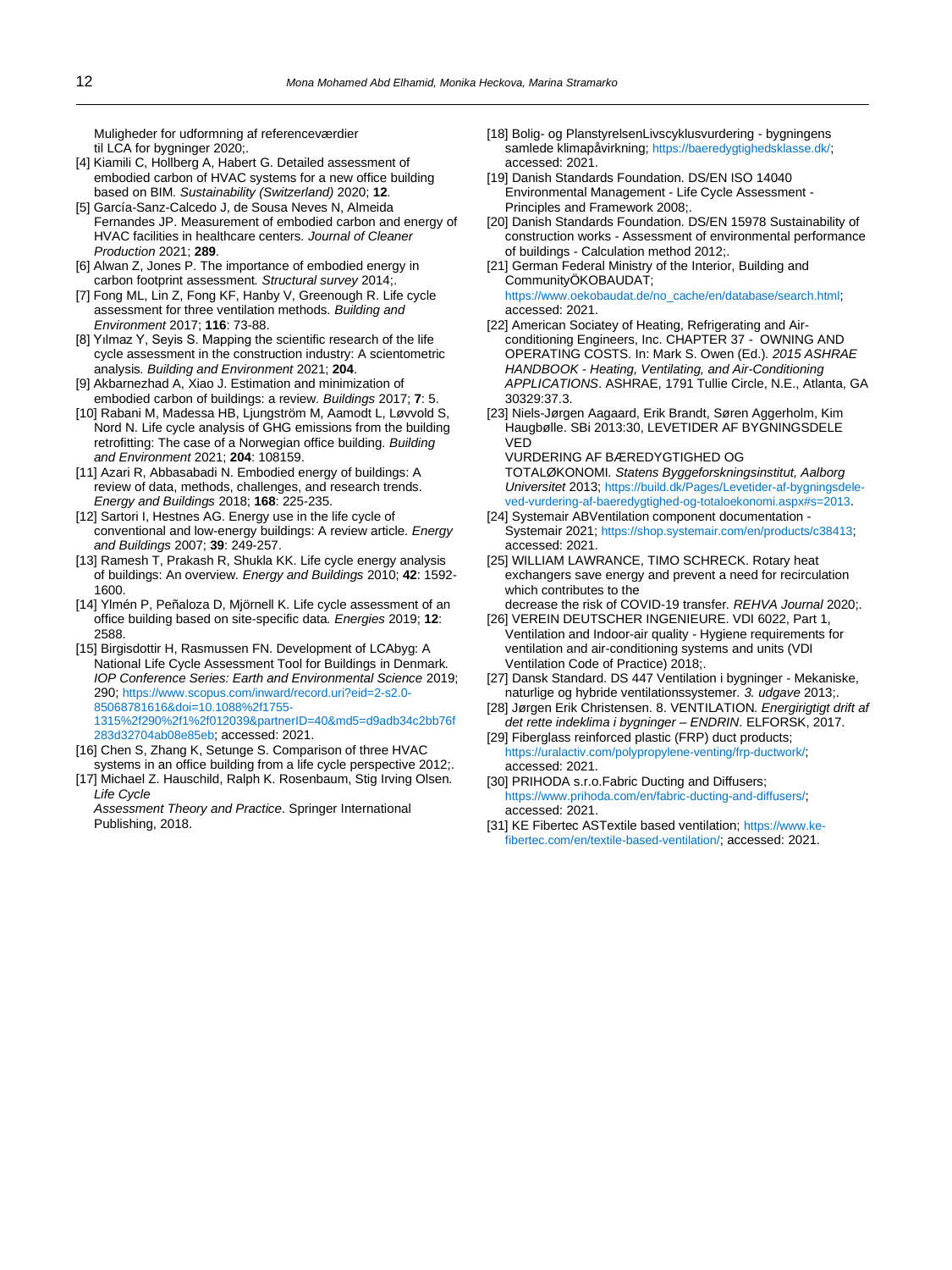Muligheder for udformning af referenceværdier til LCA for bygninger 2020;.

[4] Kiamili C, Hollberg A, Habert G. Detailed assessment of embodied carbon of HVAC systems for a new office building based on BIM. *Sustainability (Switzerland)* 2020; **12**.

[5] García-Sanz-Calcedo J, de Sousa Neves N, Almeida Fernandes JP. Measurement of embodied carbon and energy of HVAC facilities in healthcare centers. *Journal of Cleaner Production* 2021; **289**.

[6] Alwan Z, Jones P. The importance of embodied energy in carbon footprint assessment. *Structural survey* 2014;.

[7] Fong ML, Lin Z, Fong KF, Hanby V, Greenough R. Life cycle assessment for three ventilation methods. *Building and Environment* 2017; **116**: 73-88.

[8] Yılmaz Y, Seyis S. Mapping the scientific research of the life cycle assessment in the construction industry: A scientometric analysis. *Building and Environment* 2021; **204**.

[9] Akbarnezhad A, Xiao J. Estimation and minimization of embodied carbon of buildings: a review. *Buildings* 2017; **7**: 5.

[10] Rabani M, Madessa HB, Ljungström M, Aamodt L, Løvvold S, Nord N. Life cycle analysis of GHG emissions from the building retrofitting: The case of a Norwegian office building. *Building and Environment* 2021; **204**: 108159.

[11] Azari R, Abbasabadi N. Embodied energy of buildings: A review of data, methods, challenges, and research trends. *Energy and Buildings* 2018; **168**: 225-235.

[12] Sartori I, Hestnes AG. Energy use in the life cycle of conventional and low-energy buildings: A review article. *Energy and Buildings* 2007; **39**: 249-257.

[13] Ramesh T, Prakash R, Shukla KK. Life cycle energy analysis of buildings: An overview. *Energy and Buildings* 2010; **42**: 1592-1600.

[14] Ylmén P, Peñaloza D, Mjörnell K. Life cycle assessment of an office building based on site-specific data. *Energies* 2019; **12**: 2588.

[15] Birgisdottir H, Rasmussen FN. Development of LCAbyg: A National Life Cycle Assessment Tool for Buildings in Denmark. *IOP Conference Series: Earth and Environmental Science* 2019; 290; https://www.scopus.com/inward/record.uri?eid=2-s2.0-85068781616&doi=10.1088%2f1755-1315%2f290%2f1%2f012039&partnerID=40&md5=d9adb34c2bb76f283d32704ab08e85eb; accessed: 2021.

[16] Chen S, Zhang K, Setunge S. Comparison of three HVAC systems in an office building from a life cycle perspective 2012;.

[17] Michael Z. Hauschild, Ralph K. Rosenbaum, Stig Irving Olsen. *Life Cycle Assessment Theory and Practice*. Springer International Publishing, 2018.

[18] Bolig- og PlanstyrelsenLivscyklusvurdering - bygningens samlede klimapåvirkning; https://baeredygtighedsklasse.dk/; accessed: 2021.

[19] Danish Standards Foundation. DS/EN ISO 14040 Environmental Management - Life Cycle Assessment - Principles and Framework 2008;.

[20] Danish Standards Foundation. DS/EN 15978 Sustainability of construction works - Assessment of environmental performance of buildings - Calculation method 2012;.

[21] German Federal Ministry of the Interior, Building and CommunityÖKOBAUDAT; https://www.oekobaudat.de/no_cache/en/database/search.html; accessed: 2021.

[22] American Sociatey of Heating, Refrigerating and Air-conditioning Engineers, Inc. CHAPTER 37 - OWNING AND OPERATING COSTS. In: Mark S. Owen (Ed.). *2015 ASHRAE HANDBOOK - Heating, Ventilating, and Air-Conditioning APPLICATIONS*. ASHRAE, 1791 Tullie Circle, N.E., Atlanta, GA 30329:37.3.

[23] Niels-Jørgen Aagaard, Erik Brandt, Søren Aggerholm, Kim Haugbølle. SBi 2013:30, LEVETIDER AF BYGNINGSDELE VED VURDERING AF BÆREDYGTIGHED OG TOTALØKONOMI. *Statens Byggeforskningsinstitut, Aalborg Universitet* 2013; https://build.dk/Pages/Levetider-af-bygningsdele-ved-vurdering-af-baeredygtighed-og-totaloekonomi.aspx#s=2013.

[24] Systemair ABVentilation component documentation - Systemair 2021; https://shop.systemair.com/en/products/c38413; accessed: 2021.

[25] WILLIAM LAWRANCE, TIMO SCHRECK. Rotary heat exchangers save energy and prevent a need for recirculation which contributes to the decrease the risk of COVID-19 transfer. *REHVA Journal* 2020;.

[26] VEREIN DEUTSCHER INGENIEURE. VDI 6022, Part 1, Ventilation and Indoor-air quality - Hygiene requirements for ventilation and air-conditioning systems and units (VDI Ventilation Code of Practice) 2018;.

[27] Dansk Standard. DS 447 Ventilation i bygninger - Mekaniske, naturlige og hybride ventilationssystemer. *3. udgave* 2013;.

[28] Jørgen Erik Christensen. 8. VENTILATION. *Energirigtigt drift af det rette indeklima i bygninger – ENDRIN*. ELFORSK, 2017.

[29] Fiberglass reinforced plastic (FRP) duct products; https://uralactiv.com/polypropylene-venting/frp-ductwork/; accessed: 2021.

[30] PRIHODA s.r.o.Fabric Ducting and Diffusers; https://www.prihoda.com/en/fabric-ducting-and-diffusers/; accessed: 2021.

[31] KE Fibertec ASTextile based ventilation; https://www.ke-fibertec.com/en/textile-based-ventilation/; accessed: 2021.